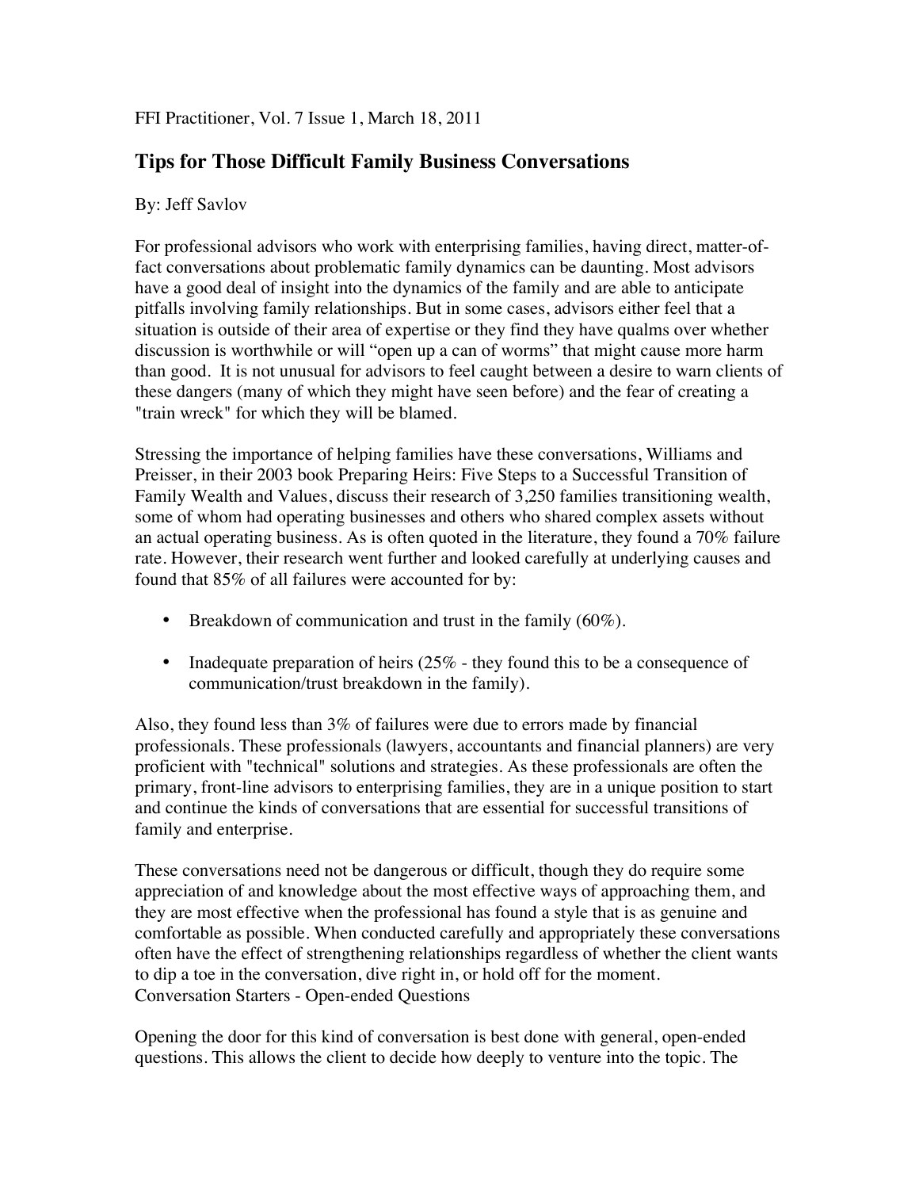FFI Practitioner, Vol. 7 Issue 1, March 18, 2011

## Tips for Those Difficult Family Business Conversations

By: Jeff Savlov

For professional advisors who work with enterprising families, having direct, matter-of-fact conversations about problematic family dynamics can be daunting. Most advisors have a good deal of insight into the dynamics of the family and are able to anticipate pitfalls involving family relationships. But in some cases, advisors either feel that a situation is outside of their area of expertise or they find they have qualms over whether discussion is worthwhile or will "open up a can of worms" that might cause more harm than good. It is not unusual for advisors to feel caught between a desire to warn clients of these dangers (many of which they might have seen before) and the fear of creating a "train wreck" for which they will be blamed.

Stressing the importance of helping families have these conversations, Williams and Preisser, in their 2003 book Preparing Heirs: Five Steps to a Successful Transition of Family Wealth and Values, discuss their research of 3,250 families transitioning wealth, some of whom had operating businesses and others who shared complex assets without an actual operating business. As is often quoted in the literature, they found a 70% failure rate. However, their research went further and looked carefully at underlying causes and found that 85% of all failures were accounted for by:

- Breakdown of communication and trust in the family (60%).
- Inadequate preparation of heirs (25% - they found this to be a consequence of communication/trust breakdown in the family).

Also, they found less than 3% of failures were due to errors made by financial professionals. These professionals (lawyers, accountants and financial planners) are very proficient with "technical" solutions and strategies. As these professionals are often the primary, front-line advisors to enterprising families, they are in a unique position to start and continue the kinds of conversations that are essential for successful transitions of family and enterprise.

These conversations need not be dangerous or difficult, though they do require some appreciation of and knowledge about the most effective ways of approaching them, and they are most effective when the professional has found a style that is as genuine and comfortable as possible. When conducted carefully and appropriately these conversations often have the effect of strengthening relationships regardless of whether the client wants to dip a toe in the conversation, dive right in, or hold off for the moment.

Conversation Starters - Open-ended Questions

Opening the door for this kind of conversation is best done with general, open-ended questions. This allows the client to decide how deeply to venture into the topic. The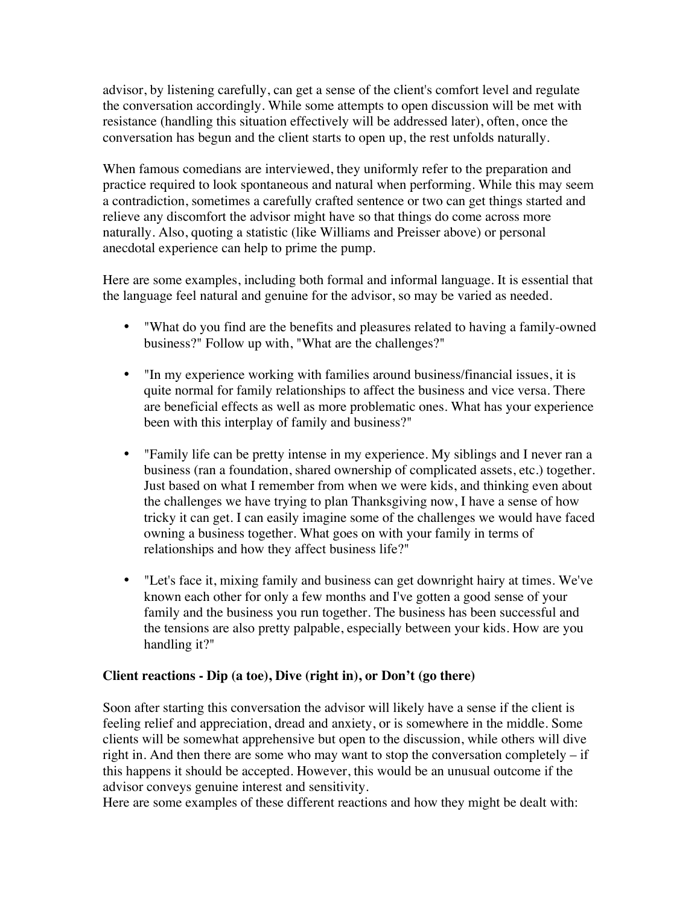advisor, by listening carefully, can get a sense of the client's comfort level and regulate the conversation accordingly. While some attempts to open discussion will be met with resistance (handling this situation effectively will be addressed later), often, once the conversation has begun and the client starts to open up, the rest unfolds naturally.

When famous comedians are interviewed, they uniformly refer to the preparation and practice required to look spontaneous and natural when performing. While this may seem a contradiction, sometimes a carefully crafted sentence or two can get things started and relieve any discomfort the advisor might have so that things do come across more naturally. Also, quoting a statistic (like Williams and Preisser above) or personal anecdotal experience can help to prime the pump.

Here are some examples, including both formal and informal language. It is essential that the language feel natural and genuine for the advisor, so may be varied as needed.

- "What do you find are the benefits and pleasures related to having a family-owned business?" Follow up with, "What are the challenges?"

- "In my experience working with families around business/financial issues, it is quite normal for family relationships to affect the business and vice versa. There are beneficial effects as well as more problematic ones. What has your experience been with this interplay of family and business?"

- "Family life can be pretty intense in my experience. My siblings and I never ran a business (ran a foundation, shared ownership of complicated assets, etc.) together. Just based on what I remember from when we were kids, and thinking even about the challenges we have trying to plan Thanksgiving now, I have a sense of how tricky it can get. I can easily imagine some of the challenges we would have faced owning a business together. What goes on with your family in terms of relationships and how they affect business life?"

- "Let's face it, mixing family and business can get downright hairy at times. We've known each other for only a few months and I've gotten a good sense of your family and the business you run together. The business has been successful and the tensions are also pretty palpable, especially between your kids. How are you handling it?"

**Client reactions - Dip (a toe), Dive (right in), or Don't (go there)**

Soon after starting this conversation the advisor will likely have a sense if the client is feeling relief and appreciation, dread and anxiety, or is somewhere in the middle. Some clients will be somewhat apprehensive but open to the discussion, while others will dive right in. And then there are some who may want to stop the conversation completely – if this happens it should be accepted. However, this would be an unusual outcome if the advisor conveys genuine interest and sensitivity.
Here are some examples of these different reactions and how they might be dealt with: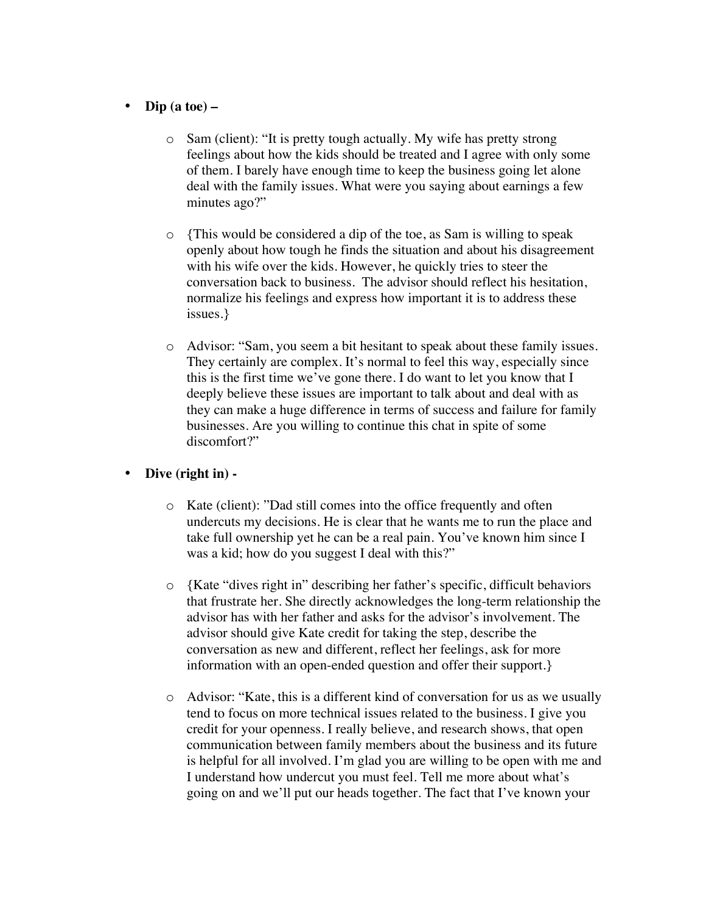- **Dip (a toe) –**

  - Sam (client): "It is pretty tough actually. My wife has pretty strong feelings about how the kids should be treated and I agree with only some of them. I barely have enough time to keep the business going let alone deal with the family issues. What were you saying about earnings a few minutes ago?"

  - {This would be considered a dip of the toe, as Sam is willing to speak openly about how tough he finds the situation and about his disagreement with his wife over the kids. However, he quickly tries to steer the conversation back to business. The advisor should reflect his hesitation, normalize his feelings and express how important it is to address these issues.}

  - Advisor: "Sam, you seem a bit hesitant to speak about these family issues. They certainly are complex. It's normal to feel this way, especially since this is the first time we've gone there. I do want to let you know that I deeply believe these issues are important to talk about and deal with as they can make a huge difference in terms of success and failure for family businesses. Are you willing to continue this chat in spite of some discomfort?"

- **Dive (right in) -**

  - Kate (client): "Dad still comes into the office frequently and often undercuts my decisions. He is clear that he wants me to run the place and take full ownership yet he can be a real pain. You've known him since I was a kid; how do you suggest I deal with this?"

  - {Kate "dives right in" describing her father's specific, difficult behaviors that frustrate her. She directly acknowledges the long-term relationship the advisor has with her father and asks for the advisor's involvement. The advisor should give Kate credit for taking the step, describe the conversation as new and different, reflect her feelings, ask for more information with an open-ended question and offer their support.}

  - Advisor: "Kate, this is a different kind of conversation for us as we usually tend to focus on more technical issues related to the business. I give you credit for your openness. I really believe, and research shows, that open communication between family members about the business and its future is helpful for all involved. I'm glad you are willing to be open with me and I understand how undercut you must feel. Tell me more about what's going on and we'll put our heads together. The fact that I've known your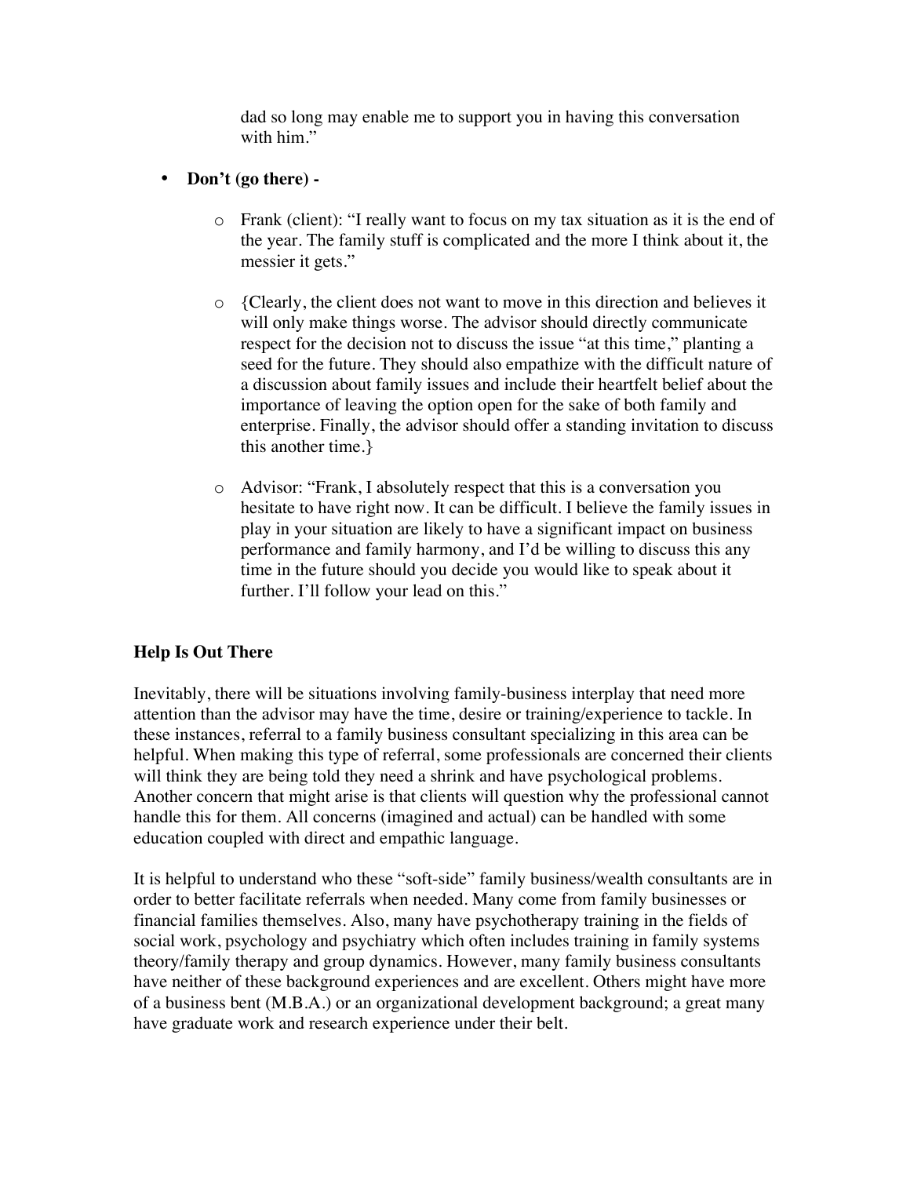dad so long may enable me to support you in having this conversation with him."

- **Don't (go there) -**

  - Frank (client): "I really want to focus on my tax situation as it is the end of the year. The family stuff is complicated and the more I think about it, the messier it gets."

  - {Clearly, the client does not want to move in this direction and believes it will only make things worse. The advisor should directly communicate respect for the decision not to discuss the issue "at this time," planting a seed for the future. They should also empathize with the difficult nature of a discussion about family issues and include their heartfelt belief about the importance of leaving the option open for the sake of both family and enterprise. Finally, the advisor should offer a standing invitation to discuss this another time.}

  - Advisor: "Frank, I absolutely respect that this is a conversation you hesitate to have right now. It can be difficult. I believe the family issues in play in your situation are likely to have a significant impact on business performance and family harmony, and I'd be willing to discuss this any time in the future should you decide you would like to speak about it further. I'll follow your lead on this."

**Help Is Out There**

Inevitably, there will be situations involving family-business interplay that need more attention than the advisor may have the time, desire or training/experience to tackle. In these instances, referral to a family business consultant specializing in this area can be helpful. When making this type of referral, some professionals are concerned their clients will think they are being told they need a shrink and have psychological problems. Another concern that might arise is that clients will question why the professional cannot handle this for them. All concerns (imagined and actual) can be handled with some education coupled with direct and empathic language.

It is helpful to understand who these "soft-side" family business/wealth consultants are in order to better facilitate referrals when needed. Many come from family businesses or financial families themselves. Also, many have psychotherapy training in the fields of social work, psychology and psychiatry which often includes training in family systems theory/family therapy and group dynamics. However, many family business consultants have neither of these background experiences and are excellent. Others might have more of a business bent (M.B.A.) or an organizational development background; a great many have graduate work and research experience under their belt.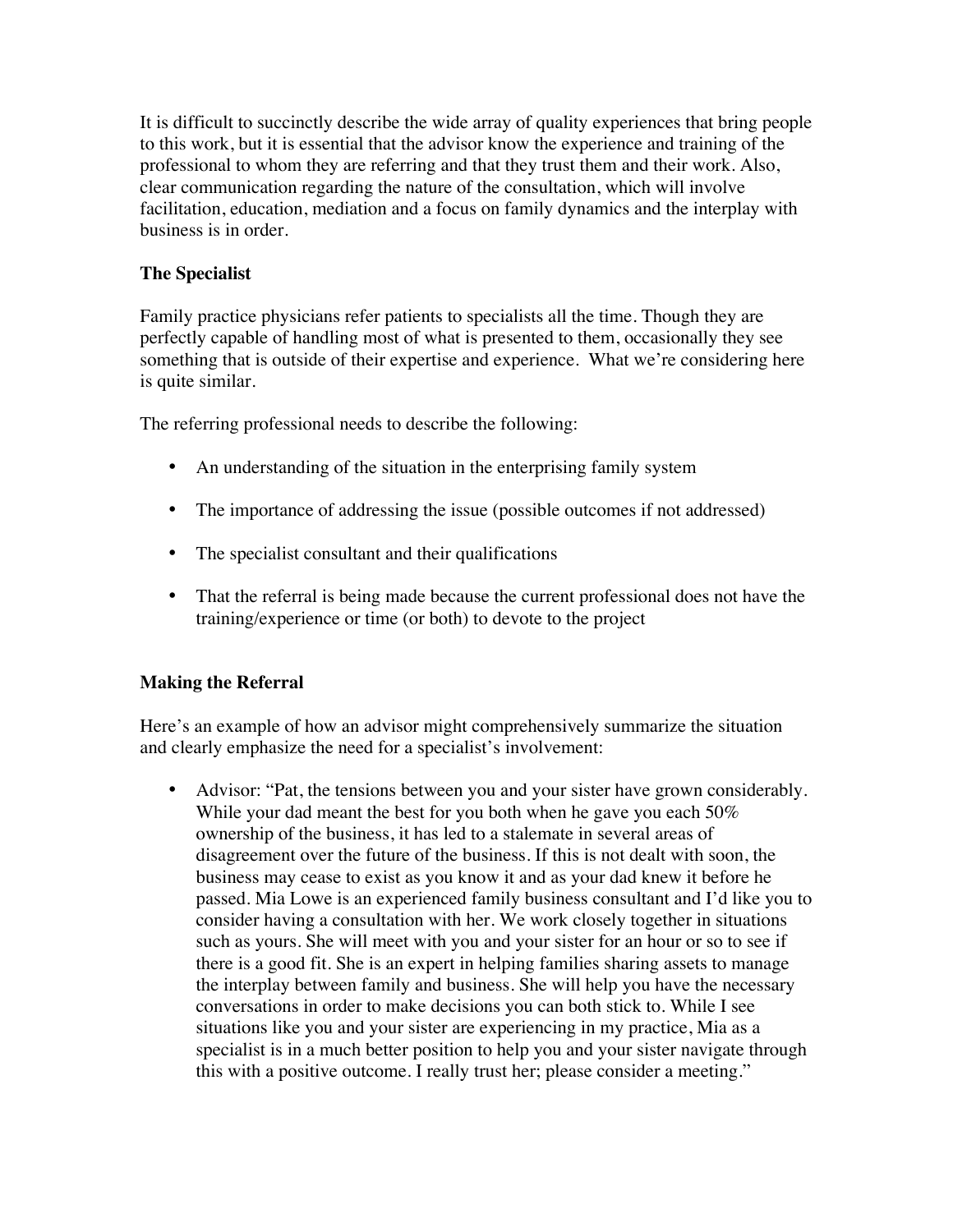It is difficult to succinctly describe the wide array of quality experiences that bring people to this work, but it is essential that the advisor know the experience and training of the professional to whom they are referring and that they trust them and their work. Also, clear communication regarding the nature of the consultation, which will involve facilitation, education, mediation and a focus on family dynamics and the interplay with business is in order.

**The Specialist**

Family practice physicians refer patients to specialists all the time. Though they are perfectly capable of handling most of what is presented to them, occasionally they see something that is outside of their expertise and experience. What we're considering here is quite similar.

The referring professional needs to describe the following:

- An understanding of the situation in the enterprising family system
- The importance of addressing the issue (possible outcomes if not addressed)
- The specialist consultant and their qualifications
- That the referral is being made because the current professional does not have the training/experience or time (or both) to devote to the project

**Making the Referral**

Here's an example of how an advisor might comprehensively summarize the situation and clearly emphasize the need for a specialist's involvement:

- Advisor: "Pat, the tensions between you and your sister have grown considerably. While your dad meant the best for you both when he gave you each 50% ownership of the business, it has led to a stalemate in several areas of disagreement over the future of the business. If this is not dealt with soon, the business may cease to exist as you know it and as your dad knew it before he passed. Mia Lowe is an experienced family business consultant and I'd like you to consider having a consultation with her. We work closely together in situations such as yours. She will meet with you and your sister for an hour or so to see if there is a good fit. She is an expert in helping families sharing assets to manage the interplay between family and business. She will help you have the necessary conversations in order to make decisions you can both stick to. While I see situations like you and your sister are experiencing in my practice, Mia as a specialist is in a much better position to help you and your sister navigate through this with a positive outcome. I really trust her; please consider a meeting."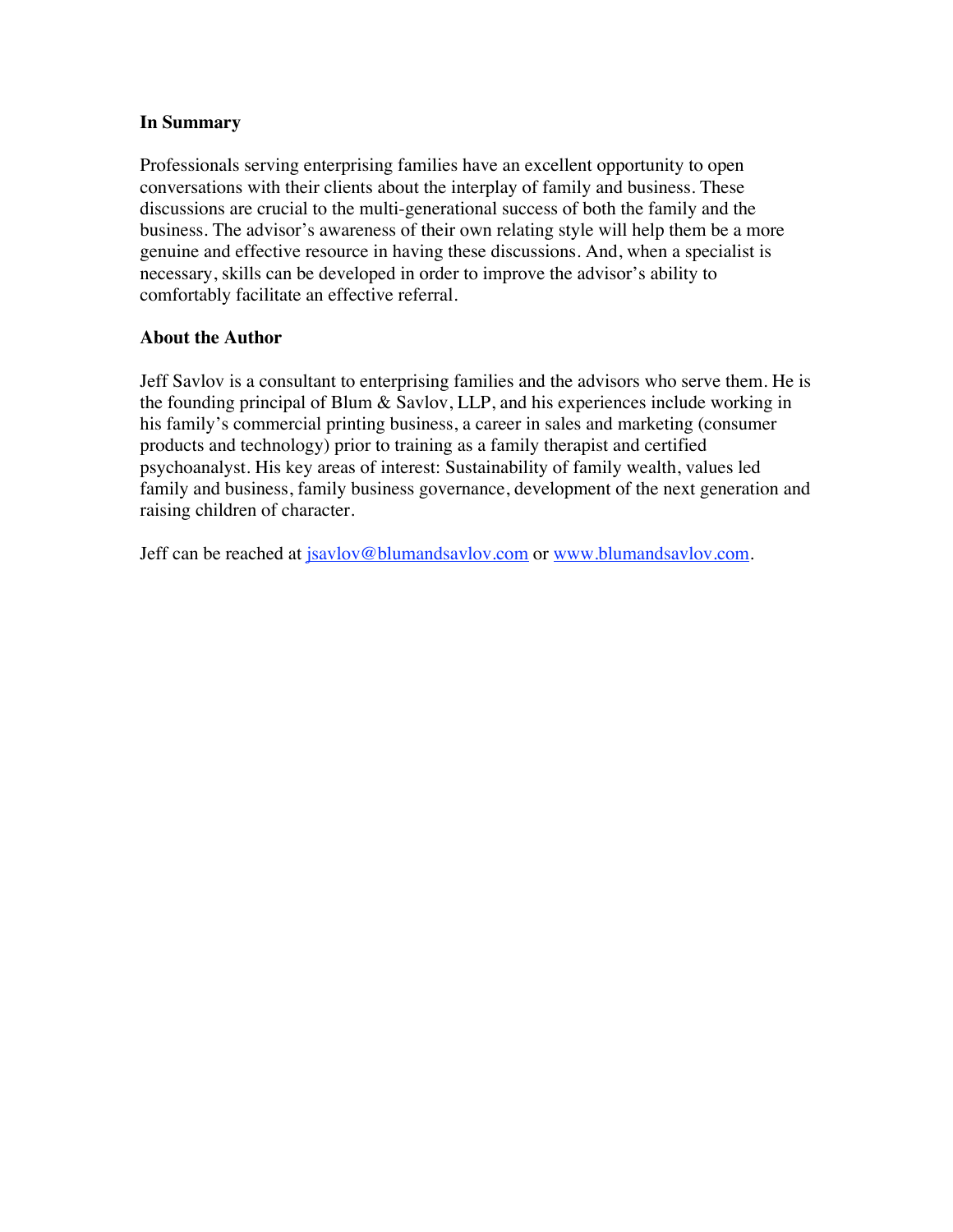**In Summary**

Professionals serving enterprising families have an excellent opportunity to open conversations with their clients about the interplay of family and business. These discussions are crucial to the multi-generational success of both the family and the business. The advisor's awareness of their own relating style will help them be a more genuine and effective resource in having these discussions. And, when a specialist is necessary, skills can be developed in order to improve the advisor's ability to comfortably facilitate an effective referral.

**About the Author**

Jeff Savlov is a consultant to enterprising families and the advisors who serve them. He is the founding principal of Blum & Savlov, LLP, and his experiences include working in his family's commercial printing business, a career in sales and marketing (consumer products and technology) prior to training as a family therapist and certified psychoanalyst. His key areas of interest: Sustainability of family wealth, values led family and business, family business governance, development of the next generation and raising children of character.

Jeff can be reached at [jsavlov@blumandsavlov.com](mailto:jsavlov@blumandsavlov.com) or [www.blumandsavlov.com](http://www.blumandsavlov.com).